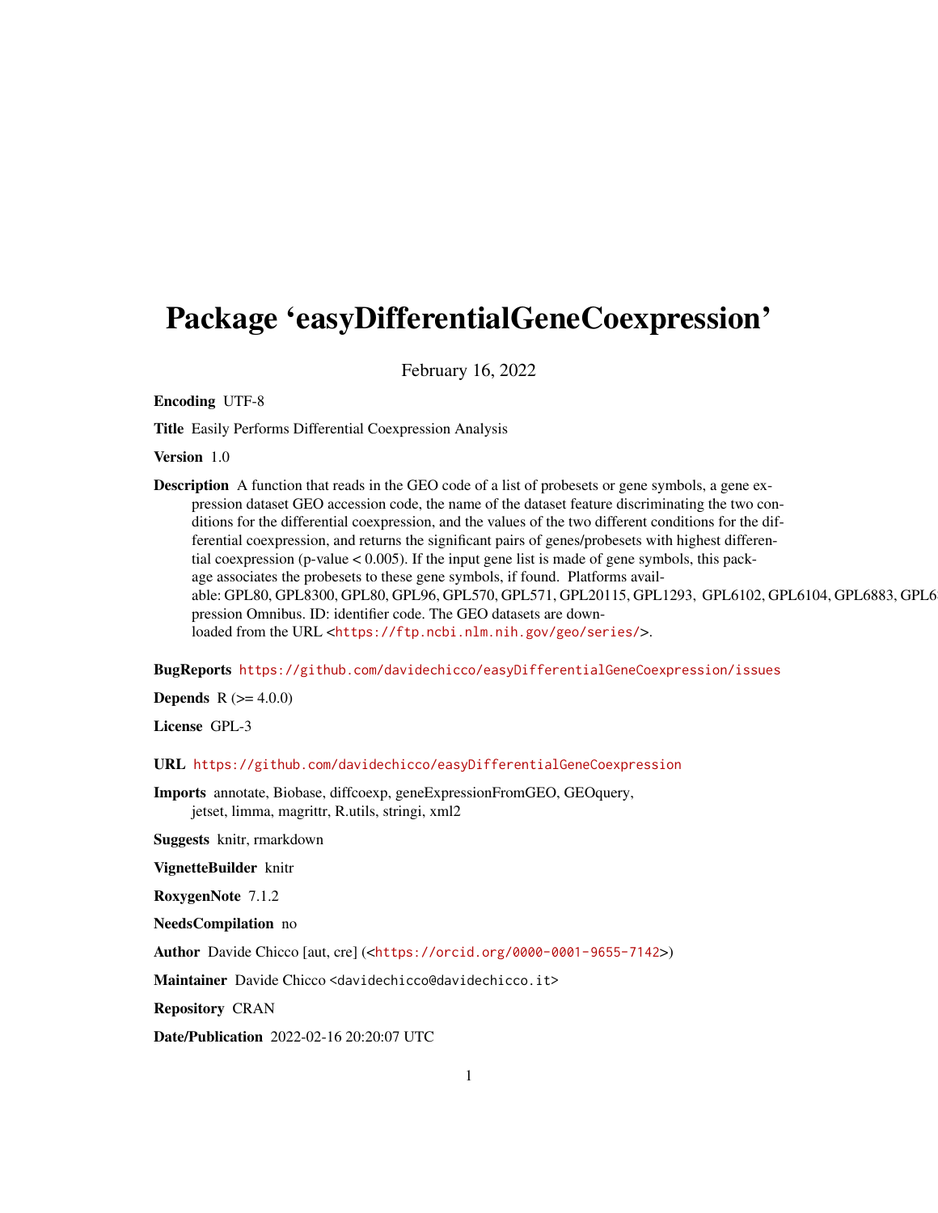# Package 'easyDifferentialGeneCoexpression'

February 16, 2022

**Encoding** UTF-8

**Title** Easily Performs Differential Coexpression Analysis

**Version** 1.0

**Description** A function that reads in the GEO code of a list of probesets or gene symbols, a gene expression dataset GEO accession code, the name of the dataset feature discriminating the two conditions for the differential coexpression, and the values of the two different conditions for the differential coexpression, and returns the significant pairs of genes/probesets with highest differential coexpression (p-value < 0.005). If the input gene list is made of gene symbols, this package associates the probesets to these gene symbols, if found. Platforms available: GPL80, GPL8300, GPL80, GPL96, GPL570, GPL571, GPL20115, GPL1293, GPL6102, GPL6104, GPL6883, GPL6 pression Omnibus. ID: identifier code. The GEO datasets are downloaded from the URL <https://ftp.ncbi.nlm.nih.gov/geo/series/>.

**BugReports** https://github.com/davidechicco/easyDifferentialGeneCoexpression/issues

**Depends** R (>= 4.0.0)

**License** GPL-3

**URL** https://github.com/davidechicco/easyDifferentialGeneCoexpression

**Imports** annotate, Biobase, diffcoexp, geneExpressionFromGEO, GEOquery, jetset, limma, magrittr, R.utils, stringi, xml2

**Suggests** knitr, rmarkdown

**VignetteBuilder** knitr

**RoxygenNote** 7.1.2

**NeedsCompilation** no

**Author** Davide Chicco [aut, cre] (<https://orcid.org/0000-0001-9655-7142>)

**Maintainer** Davide Chicco <davidechicco@davidechicco.it>

**Repository** CRAN

**Date/Publication** 2022-02-16 20:20:07 UTC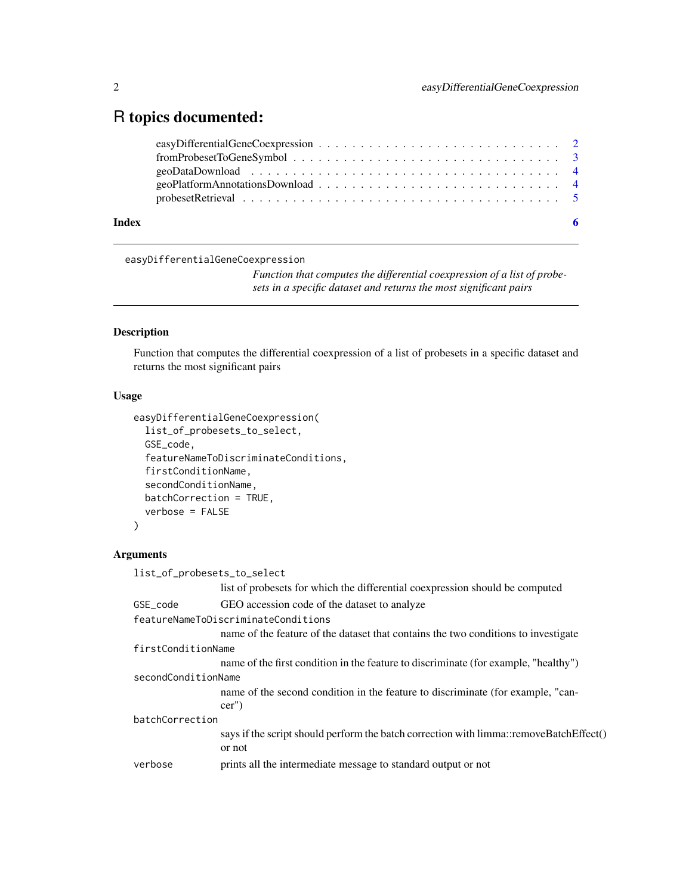# R topics documented:

| | |
|---|---|
| easyDifferentialGeneCoexpression | 2 |
| fromProbesetToGeneSymbol | 3 |
| geoDataDownload | 4 |
| geoPlatformAnnotationsDownload | 4 |
| probesetRetrieval | 5 |
| **Index** | **6** |

---

`easyDifferentialGeneCoexpression`

*Function that computes the differential coexpression of a list of probesets in a specific dataset and returns the most significant pairs*

---

## Description

Function that computes the differential coexpression of a list of probesets in a specific dataset and returns the most significant pairs

## Usage

```
easyDifferentialGeneCoexpression(
  list_of_probesets_to_select,
  GSE_code,
  featureNameToDiscriminateConditions,
  firstConditionName,
  secondConditionName,
  batchCorrection = TRUE,
  verbose = FALSE
)
```

## Arguments

`list_of_probesets_to_select`
: list of probesets for which the differential coexpression should be computed

`GSE_code`
: GEO accession code of the dataset to analyze

`featureNameToDiscriminateConditions`
: name of the feature of the dataset that contains the two conditions to investigate

`firstConditionName`
: name of the first condition in the feature to discriminate (for example, "healthy")

`secondConditionName`
: name of the second condition in the feature to discriminate (for example, "cancer")

`batchCorrection`
: says if the script should perform the batch correction with limma::removeBatchEffect() or not

`verbose`
: prints all the intermediate message to standard output or not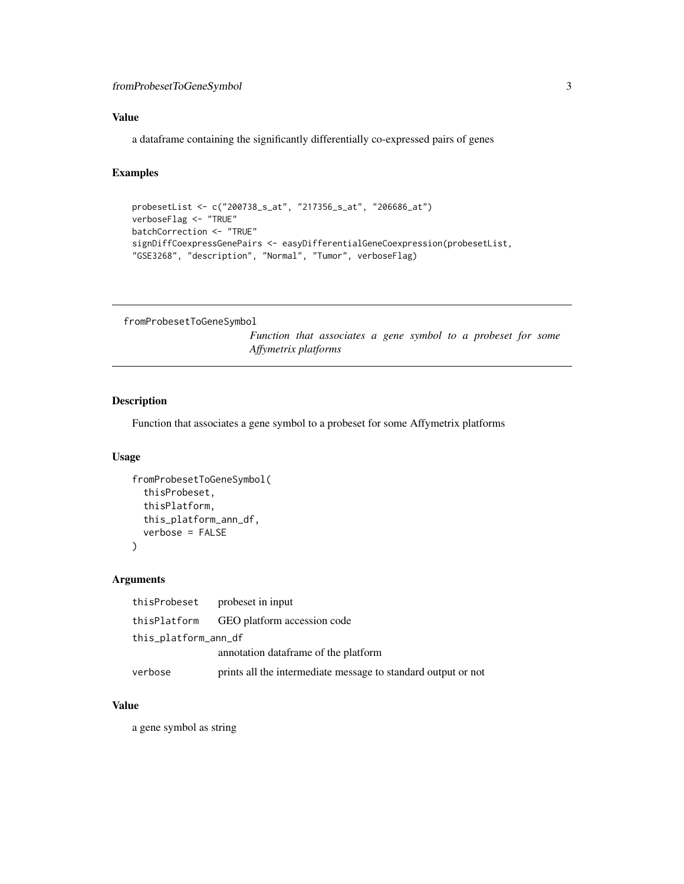## Value

a dataframe containing the significantly differentially co-expressed pairs of genes

## Examples

```
probesetList <- c("200738_s_at", "217356_s_at", "206686_at")
verboseFlag <- "TRUE"
batchCorrection <- "TRUE"
signDiffCoexpressGenePairs <- easyDifferentialGeneCoexpression(probesetList,
"GSE3268", "description", "Normal", "Tumor", verboseFlag)
```

---

# fromProbesetToGeneSymbol

*Function that associates a gene symbol to a probeset for some Affymetrix platforms*

---

## Description

Function that associates a gene symbol to a probeset for some Affymetrix platforms

## Usage

```
fromProbesetToGeneSymbol(
  thisProbeset,
  thisPlatform,
  this_platform_ann_df,
  verbose = FALSE
)
```

## Arguments

| | |
|---|---|
| `thisProbeset` | probeset in input |
| `thisPlatform` | GEO platform accession code |
| `this_platform_ann_df` | annotation dataframe of the platform |
| `verbose` | prints all the intermediate message to standard output or not |

## Value

a gene symbol as string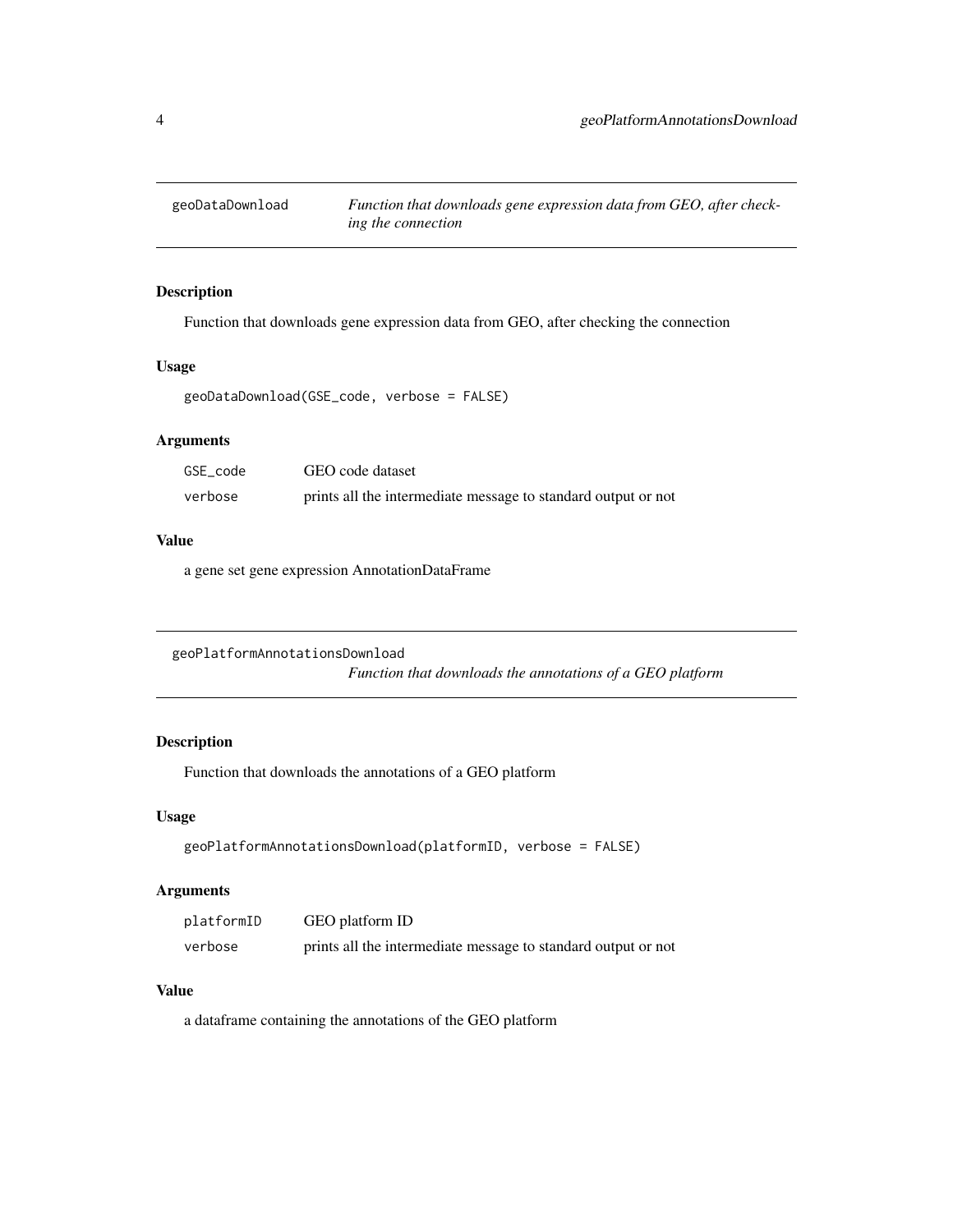## geoDataDownload

*Function that downloads gene expression data from GEO, after checking the connection*

### Description

Function that downloads gene expression data from GEO, after checking the connection

### Usage

```
geoDataDownload(GSE_code, verbose = FALSE)
```

### Arguments

| | |
|---|---|
| `GSE_code` | GEO code dataset |
| `verbose` | prints all the intermediate message to standard output or not |

### Value

a gene set gene expression AnnotationDataFrame

## geoPlatformAnnotationsDownload

*Function that downloads the annotations of a GEO platform*

### Description

Function that downloads the annotations of a GEO platform

### Usage

```
geoPlatformAnnotationsDownload(platformID, verbose = FALSE)
```

### Arguments

| | |
|---|---|
| `platformID` | GEO platform ID |
| `verbose` | prints all the intermediate message to standard output or not |

### Value

a dataframe containing the annotations of the GEO platform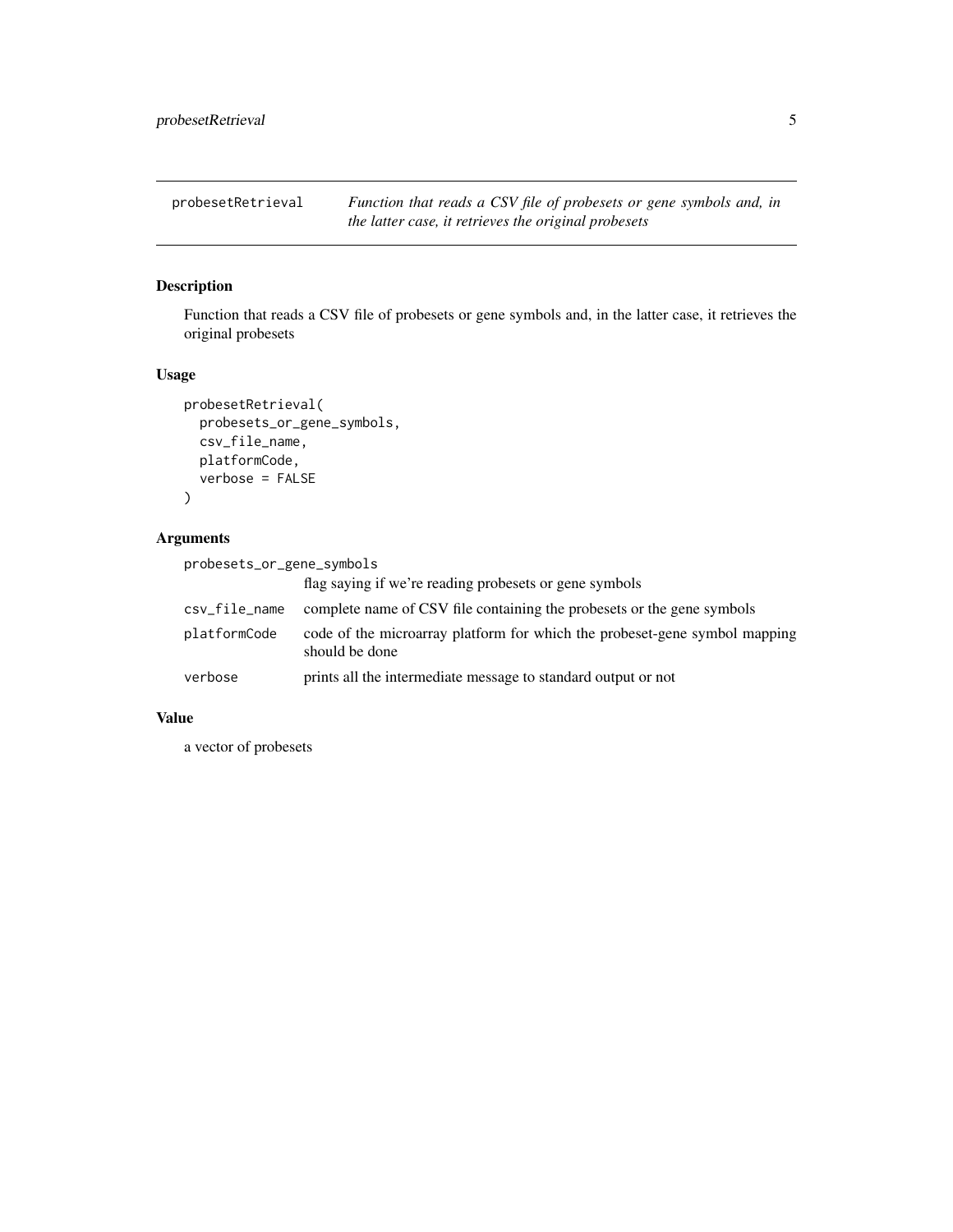# probesetRetrieval

*Function that reads a CSV file of probesets or gene symbols and, in the latter case, it retrieves the original probesets*

## Description

Function that reads a CSV file of probesets or gene symbols and, in the latter case, it retrieves the original probesets

## Usage

```
probesetRetrieval(
  probesets_or_gene_symbols,
  csv_file_name,
  platformCode,
  verbose = FALSE
)
```

## Arguments

| Argument | Description |
|---|---|
| `probesets_or_gene_symbols` | flag saying if we're reading probesets or gene symbols |
| `csv_file_name` | complete name of CSV file containing the probesets or the gene symbols |
| `platformCode` | code of the microarray platform for which the probeset-gene symbol mapping should be done |
| `verbose` | prints all the intermediate message to standard output or not |

## Value

a vector of probesets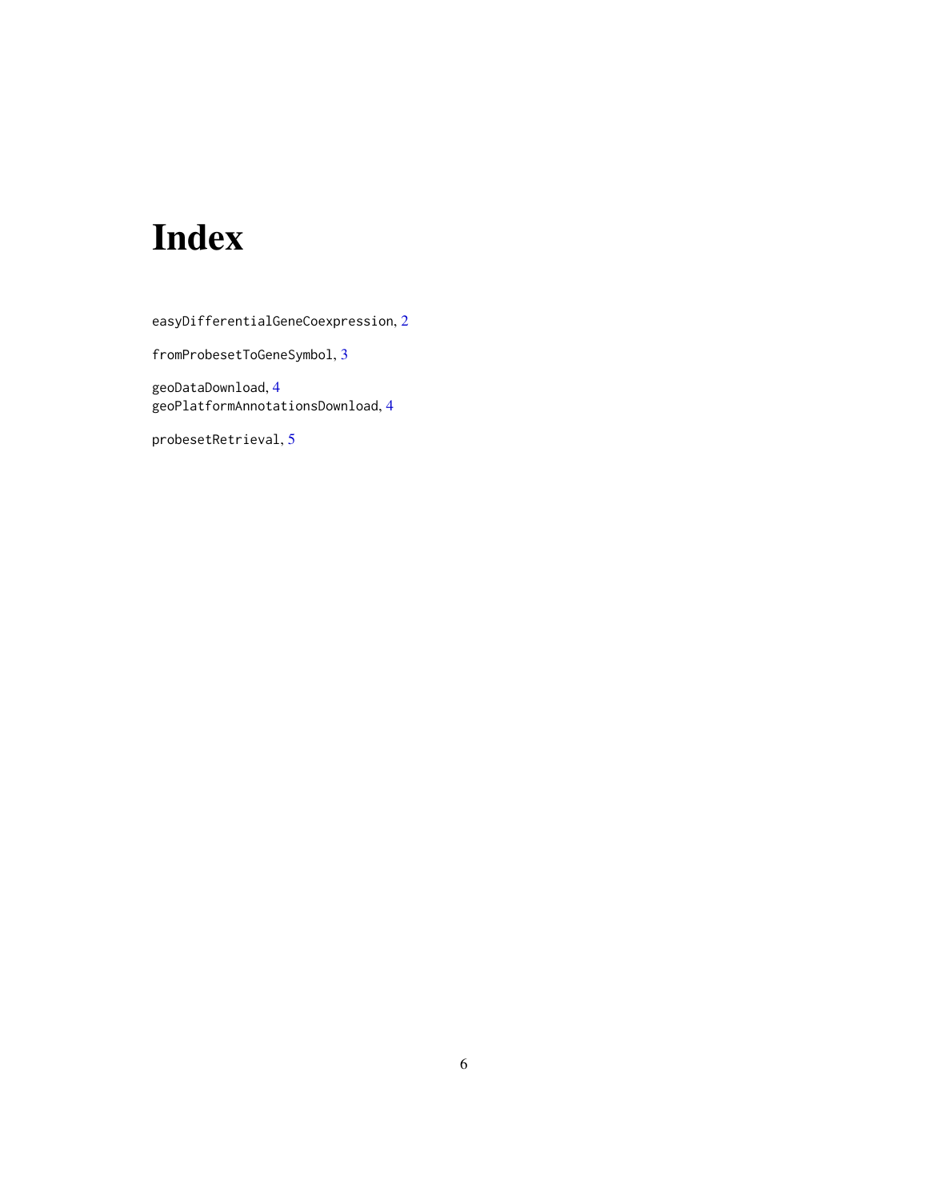# Index

easyDifferentialGeneCoexpression, 2

fromProbesetToGeneSymbol, 3

geoDataDownload, 4
geoPlatformAnnotationsDownload, 4

probesetRetrieval, 5